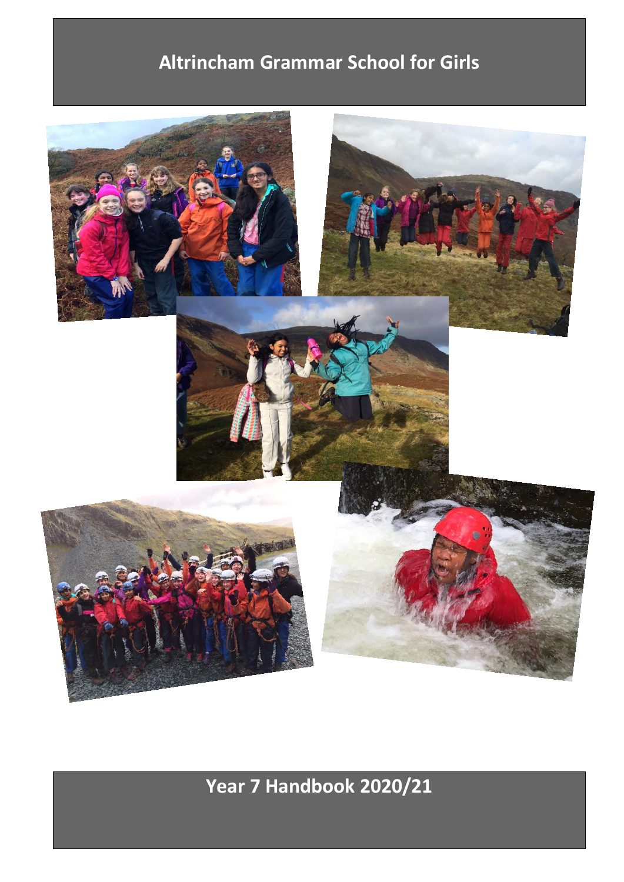# Altrincham Grammar School for Girls

# Year 7 Handbook 2020/21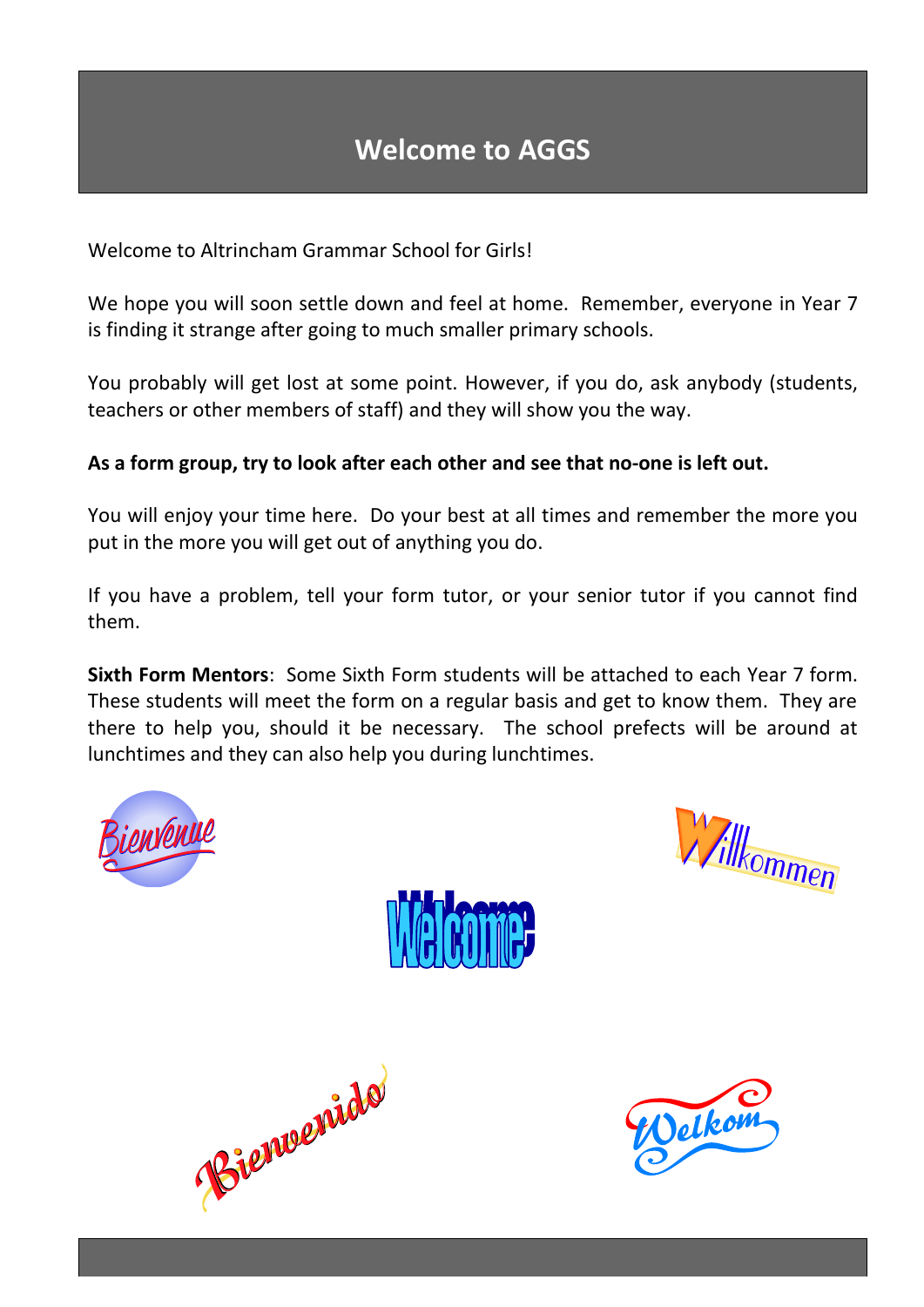# Welcome to AGGS

Welcome to Altrincham Grammar School for Girls!

We hope you will soon settle down and feel at home. Remember, everyone in Year 7 is finding it strange after going to much smaller primary schools.

You probably will get lost at some point. However, if you do, ask anybody (students, teachers or other members of staff) and they will show you the way.

**As a form group, try to look after each other and see that no-one is left out.**

You will enjoy your time here. Do your best at all times and remember the more you put in the more you will get out of anything you do.

If you have a problem, tell your form tutor, or your senior tutor if you cannot find them.

**Sixth Form Mentors**: Some Sixth Form students will be attached to each Year 7 form. These students will meet the form on a regular basis and get to know them. They are there to help you, should it be necessary. The school prefects will be around at lunchtimes and they can also help you during lunchtimes.

Bienvenue

Willkommen

Welcome

Bienvenido

Welkom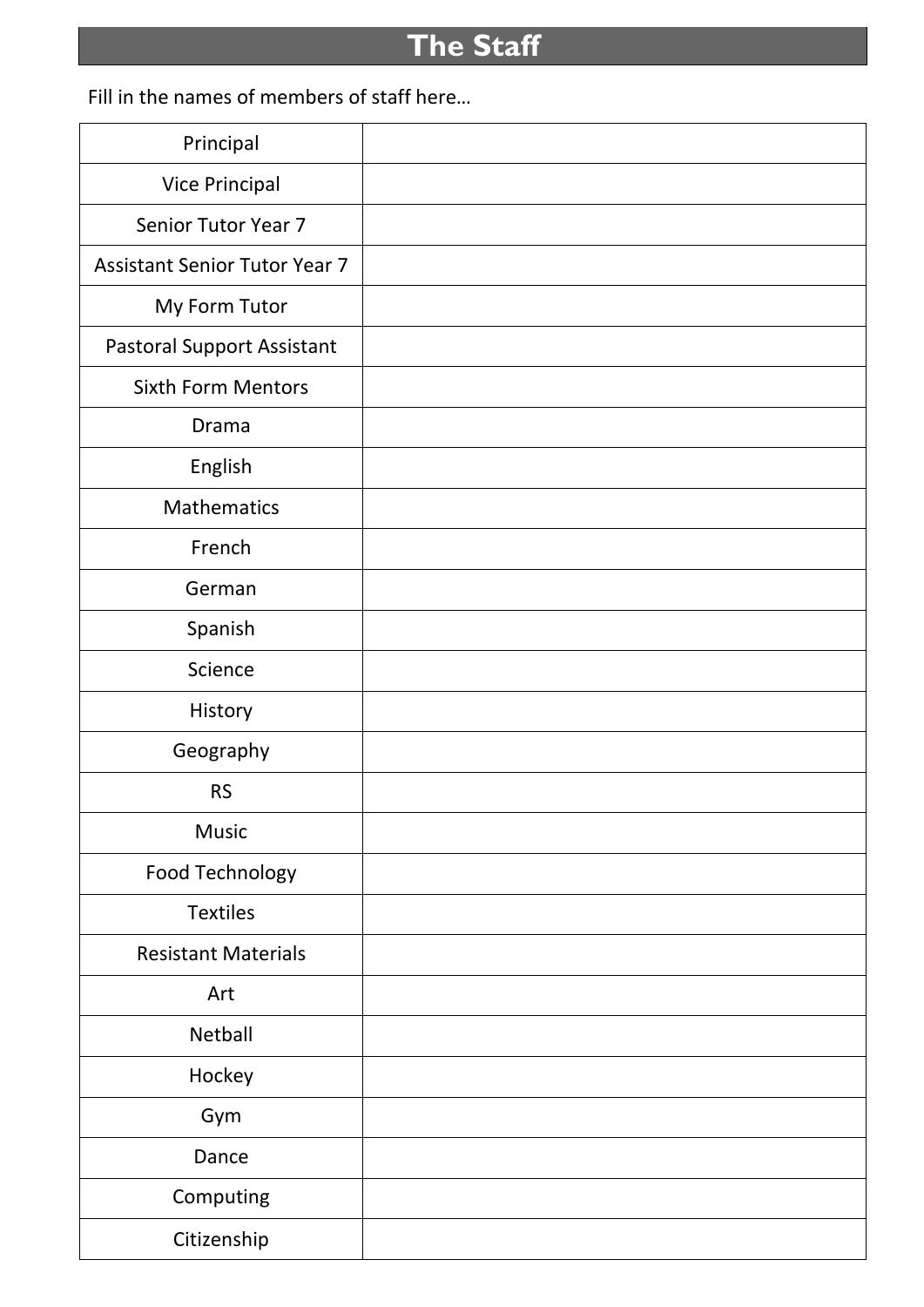# The Staff

Fill in the names of members of staff here…

| | |
|---|---|
| Principal | |
| Vice Principal | |
| Senior Tutor Year 7 | |
| Assistant Senior Tutor Year 7 | |
| My Form Tutor | |
| Pastoral Support Assistant | |
| Sixth Form Mentors | |
| Drama | |
| English | |
| Mathematics | |
| French | |
| German | |
| Spanish | |
| Science | |
| History | |
| Geography | |
| RS | |
| Music | |
| Food Technology | |
| Textiles | |
| Resistant Materials | |
| Art | |
| Netball | |
| Hockey | |
| Gym | |
| Dance | |
| Computing | |
| Citizenship | |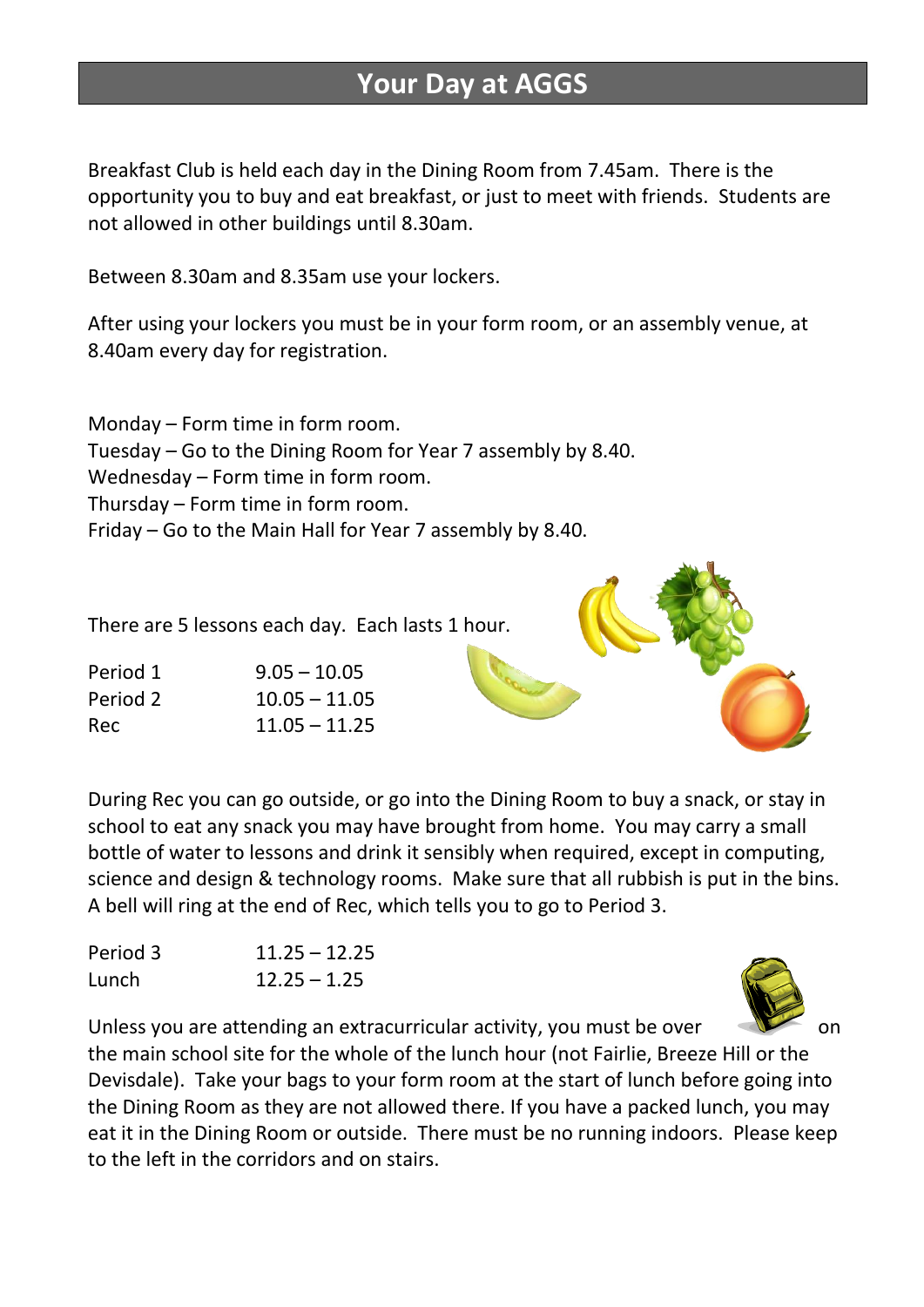# Your Day at AGGS

Breakfast Club is held each day in the Dining Room from 7.45am. There is the opportunity you to buy and eat breakfast, or just to meet with friends. Students are not allowed in other buildings until 8.30am.

Between 8.30am and 8.35am use your lockers.

After using your lockers you must be in your form room, or an assembly venue, at 8.40am every day for registration.

Monday – Form time in form room.
Tuesday – Go to the Dining Room for Year 7 assembly by 8.40.
Wednesday – Form time in form room.
Thursday – Form time in form room.
Friday – Go to the Main Hall for Year 7 assembly by 8.40.

There are 5 lessons each day. Each lasts 1 hour.

| | |
|---|---|
| Period 1 | 9.05 – 10.05 |
| Period 2 | 10.05 – 11.05 |
| Rec | 11.05 – 11.25 |

During Rec you can go outside, or go into the Dining Room to buy a snack, or stay in school to eat any snack you may have brought from home. You may carry a small bottle of water to lessons and drink it sensibly when required, except in computing, science and design & technology rooms. Make sure that all rubbish is put in the bins. A bell will ring at the end of Rec, which tells you to go to Period 3.

| | |
|---|---|
| Period 3 | 11.25 – 12.25 |
| Lunch | 12.25 – 1.25 |

Unless you are attending an extracurricular activity, you must be over on the main school site for the whole of the lunch hour (not Fairlie, Breeze Hill or the Devisdale). Take your bags to your form room at the start of lunch before going into the Dining Room as they are not allowed there. If you have a packed lunch, you may eat it in the Dining Room or outside. There must be no running indoors. Please keep to the left in the corridors and on stairs.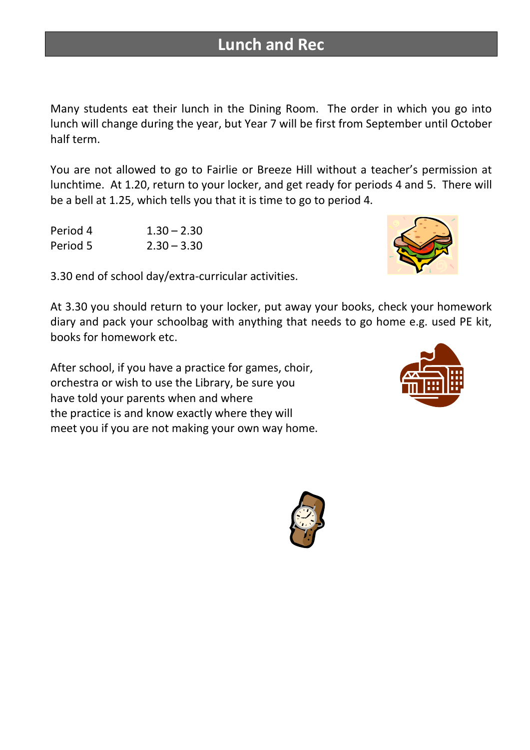# Lunch and Rec

Many students eat their lunch in the Dining Room. The order in which you go into lunch will change during the year, but Year 7 will be first from September until October half term.

You are not allowed to go to Fairlie or Breeze Hill without a teacher's permission at lunchtime. At 1.20, return to your locker, and get ready for periods 4 and 5. There will be a bell at 1.25, which tells you that it is time to go to period 4.

| | |
|---|---|
| Period 4 | 1.30 – 2.30 |
| Period 5 | 2.30 – 3.30 |

3.30 end of school day/extra-curricular activities.

At 3.30 you should return to your locker, put away your books, check your homework diary and pack your schoolbag with anything that needs to go home e.g. used PE kit, books for homework etc.

After school, if you have a practice for games, choir, orchestra or wish to use the Library, be sure you have told your parents when and where the practice is and know exactly where they will meet you if you are not making your own way home.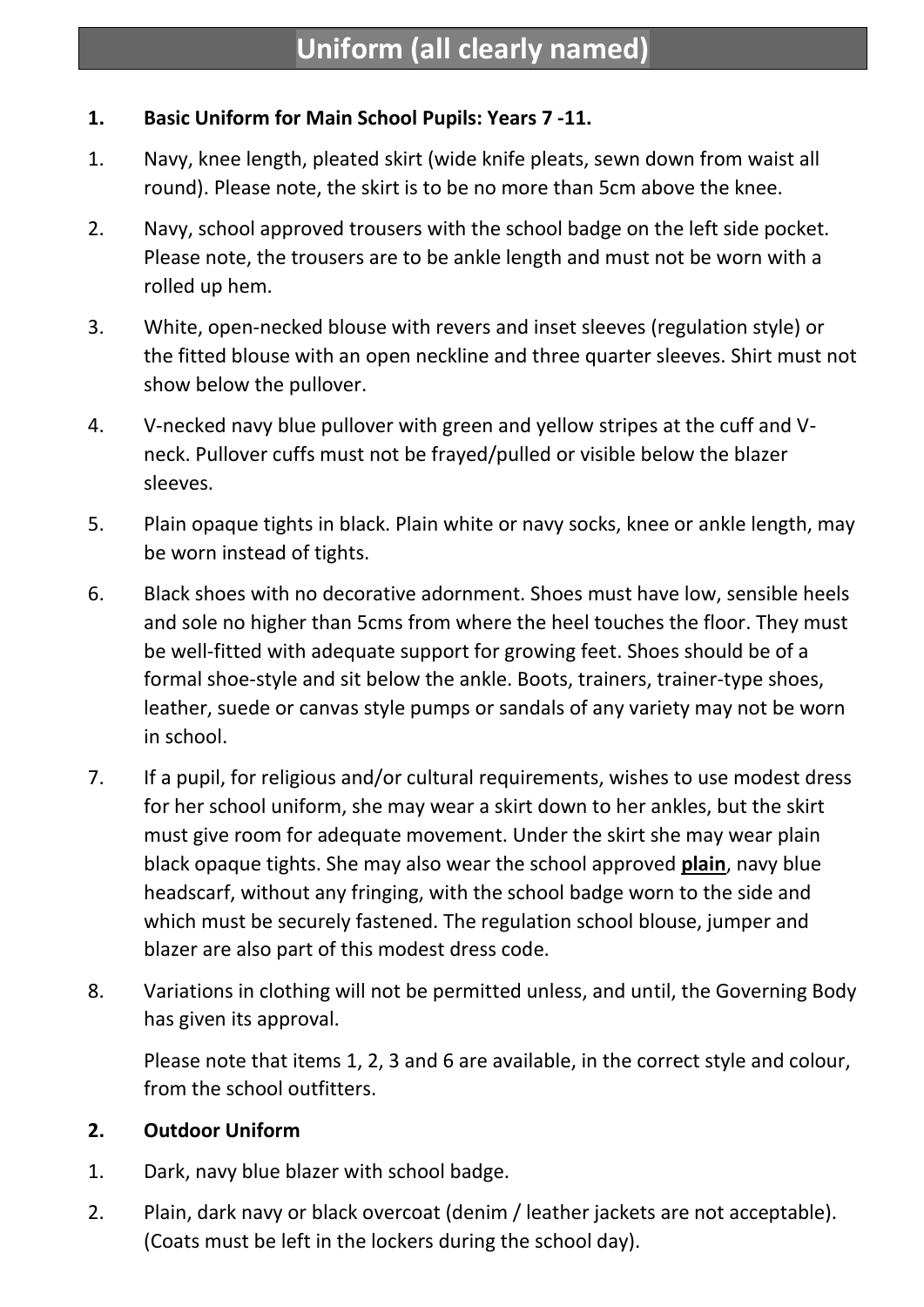# Uniform (all clearly named)

## 1. Basic Uniform for Main School Pupils: Years 7 -11.

1. Navy, knee length, pleated skirt (wide knife pleats, sewn down from waist all round). Please note, the skirt is to be no more than 5cm above the knee.
2. Navy, school approved trousers with the school badge on the left side pocket. Please note, the trousers are to be ankle length and must not be worn with a rolled up hem.
3. White, open-necked blouse with revers and inset sleeves (regulation style) or the fitted blouse with an open neckline and three quarter sleeves. Shirt must not show below the pullover.
4. V-necked navy blue pullover with green and yellow stripes at the cuff and V-neck. Pullover cuffs must not be frayed/pulled or visible below the blazer sleeves.
5. Plain opaque tights in black. Plain white or navy socks, knee or ankle length, may be worn instead of tights.
6. Black shoes with no decorative adornment. Shoes must have low, sensible heels and sole no higher than 5cms from where the heel touches the floor. They must be well-fitted with adequate support for growing feet. Shoes should be of a formal shoe-style and sit below the ankle. Boots, trainers, trainer-type shoes, leather, suede or canvas style pumps or sandals of any variety may not be worn in school.
7. If a pupil, for religious and/or cultural requirements, wishes to use modest dress for her school uniform, she may wear a skirt down to her ankles, but the skirt must give room for adequate movement. Under the skirt she may wear plain black opaque tights. She may also wear the school approved **plain**, navy blue headscarf, without any fringing, with the school badge worn to the side and which must be securely fastened. The regulation school blouse, jumper and blazer are also part of this modest dress code.
8. Variations in clothing will not be permitted unless, and until, the Governing Body has given its approval.

   Please note that items 1, 2, 3 and 6 are available, in the correct style and colour, from the school outfitters.

## 2. Outdoor Uniform

1. Dark, navy blue blazer with school badge.
2. Plain, dark navy or black overcoat (denim / leather jackets are not acceptable). (Coats must be left in the lockers during the school day).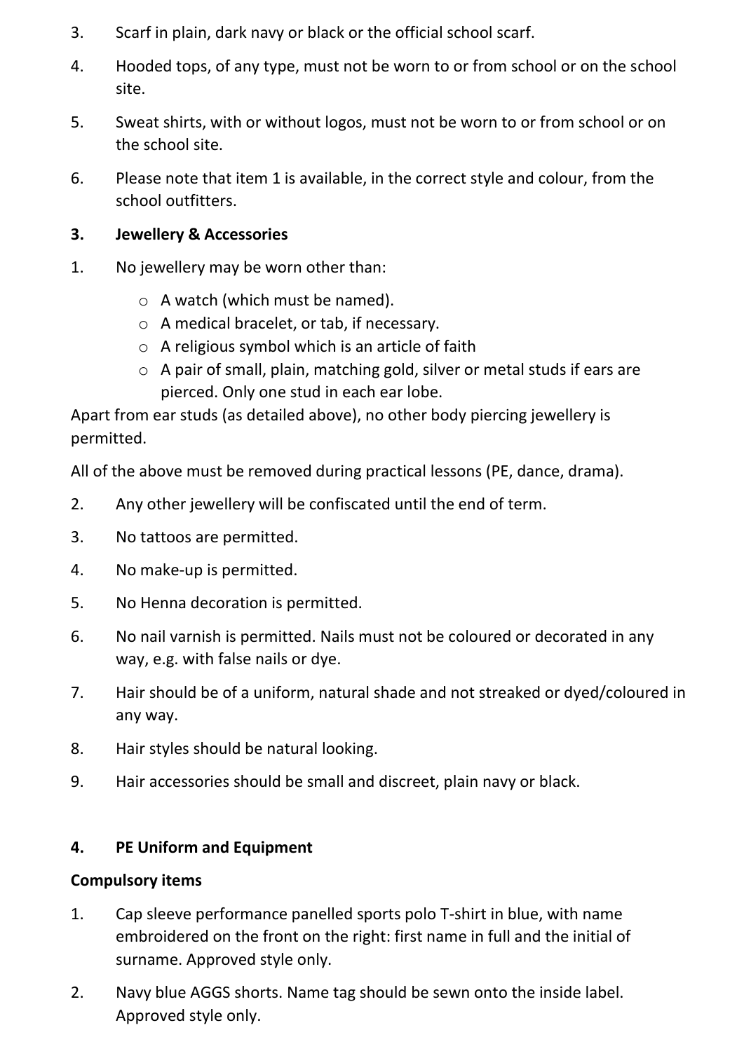3. Scarf in plain, dark navy or black or the official school scarf.

4. Hooded tops, of any type, must not be worn to or from school or on the school site.

5. Sweat shirts, with or without logos, must not be worn to or from school or on the school site.

6. Please note that item 1 is available, in the correct style and colour, from the school outfitters.

## 3. Jewellery & Accessories

1. No jewellery may be worn other than:
   - A watch (which must be named).
   - A medical bracelet, or tab, if necessary.
   - A religious symbol which is an article of faith
   - A pair of small, plain, matching gold, silver or metal studs if ears are pierced. Only one stud in each ear lobe.

Apart from ear studs (as detailed above), no other body piercing jewellery is permitted.

All of the above must be removed during practical lessons (PE, dance, drama).

2. Any other jewellery will be confiscated until the end of term.

3. No tattoos are permitted.

4. No make-up is permitted.

5. No Henna decoration is permitted.

6. No nail varnish is permitted. Nails must not be coloured or decorated in any way, e.g. with false nails or dye.

7. Hair should be of a uniform, natural shade and not streaked or dyed/coloured in any way.

8. Hair styles should be natural looking.

9. Hair accessories should be small and discreet, plain navy or black.

## 4. PE Uniform and Equipment

**Compulsory items**

1. Cap sleeve performance panelled sports polo T-shirt in blue, with name embroidered on the front on the right: first name in full and the initial of surname. Approved style only.

2. Navy blue AGGS shorts. Name tag should be sewn onto the inside label. Approved style only.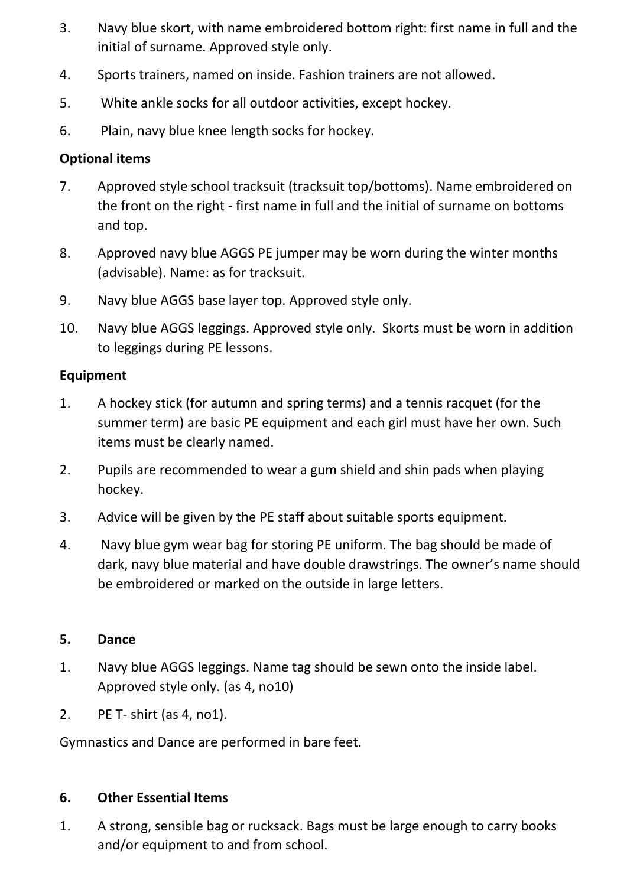3. Navy blue skort, with name embroidered bottom right: first name in full and the initial of surname. Approved style only.

4. Sports trainers, named on inside. Fashion trainers are not allowed.

5. White ankle socks for all outdoor activities, except hockey.

6. Plain, navy blue knee length socks for hockey.

**Optional items**

7. Approved style school tracksuit (tracksuit top/bottoms). Name embroidered on the front on the right - first name in full and the initial of surname on bottoms and top.

8. Approved navy blue AGGS PE jumper may be worn during the winter months (advisable). Name: as for tracksuit.

9. Navy blue AGGS base layer top. Approved style only.

10. Navy blue AGGS leggings. Approved style only. Skorts must be worn in addition to leggings during PE lessons.

**Equipment**

1. A hockey stick (for autumn and spring terms) and a tennis racquet (for the summer term) are basic PE equipment and each girl must have her own. Such items must be clearly named.

2. Pupils are recommended to wear a gum shield and shin pads when playing hockey.

3. Advice will be given by the PE staff about suitable sports equipment.

4. Navy blue gym wear bag for storing PE uniform. The bag should be made of dark, navy blue material and have double drawstrings. The owner's name should be embroidered or marked on the outside in large letters.

## 5. Dance

1. Navy blue AGGS leggings. Name tag should be sewn onto the inside label. Approved style only. (as 4, no10)

2. PE T- shirt (as 4, no1).

Gymnastics and Dance are performed in bare feet.

## 6. Other Essential Items

1. A strong, sensible bag or rucksack. Bags must be large enough to carry books and/or equipment to and from school.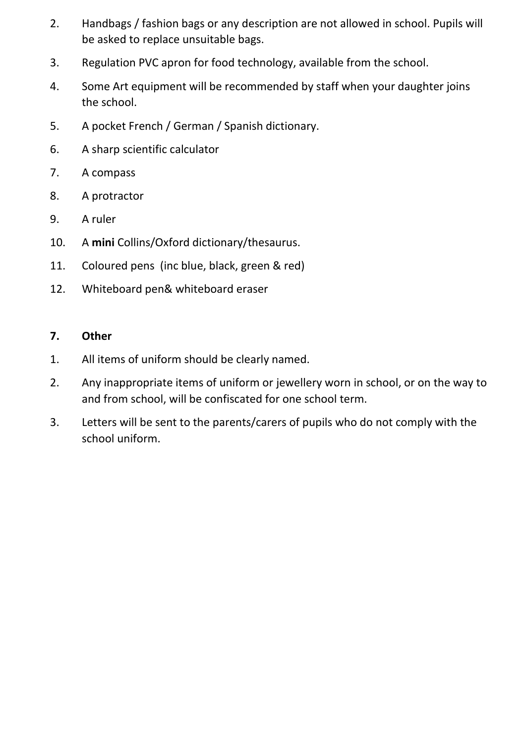2. Handbags / fashion bags or any description are not allowed in school. Pupils will be asked to replace unsuitable bags.
3. Regulation PVC apron for food technology, available from the school.
4. Some Art equipment will be recommended by staff when your daughter joins the school.
5. A pocket French / German / Spanish dictionary.
6. A sharp scientific calculator
7. A compass
8. A protractor
9. A ruler
10. A **mini** Collins/Oxford dictionary/thesaurus.
11. Coloured pens (inc blue, black, green & red)
12. Whiteboard pen& whiteboard eraser

### 7. Other

1. All items of uniform should be clearly named.
2. Any inappropriate items of uniform or jewellery worn in school, or on the way to and from school, will be confiscated for one school term.
3. Letters will be sent to the parents/carers of pupils who do not comply with the school uniform.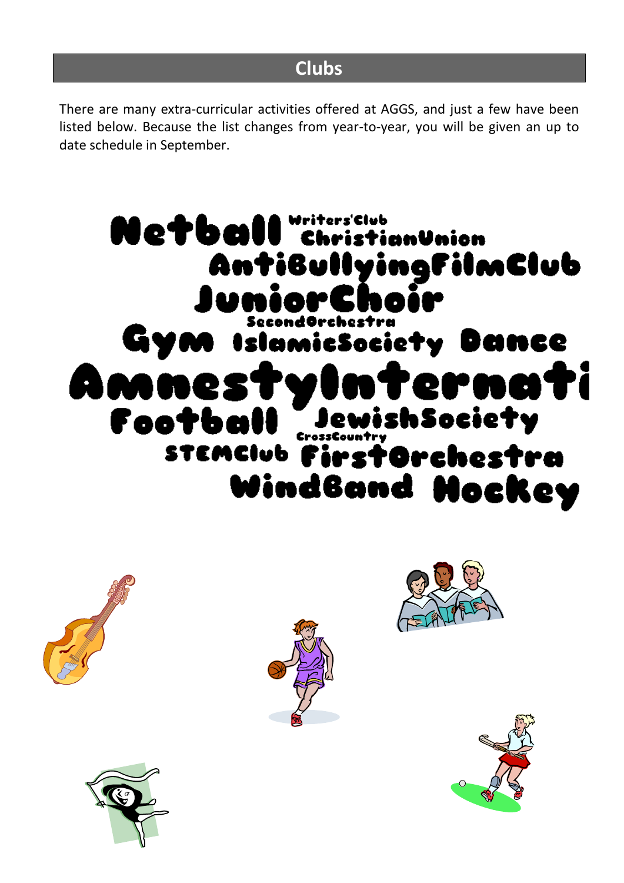## Clubs

There are many extra-curricular activities offered at AGGS, and just a few have been listed below. Because the list changes from year-to-year, you will be given an up to date schedule in September.

Netball Writers'Club ChristianUnion
AntiBullyingFilmClub
JuniorChoir
SecondOrchestra
Gym IslamicSociety Dance
AmnestyInternati
Football JewishSociety
CrossCountry
STEMClub FirstOrchestra
WindBand Hockey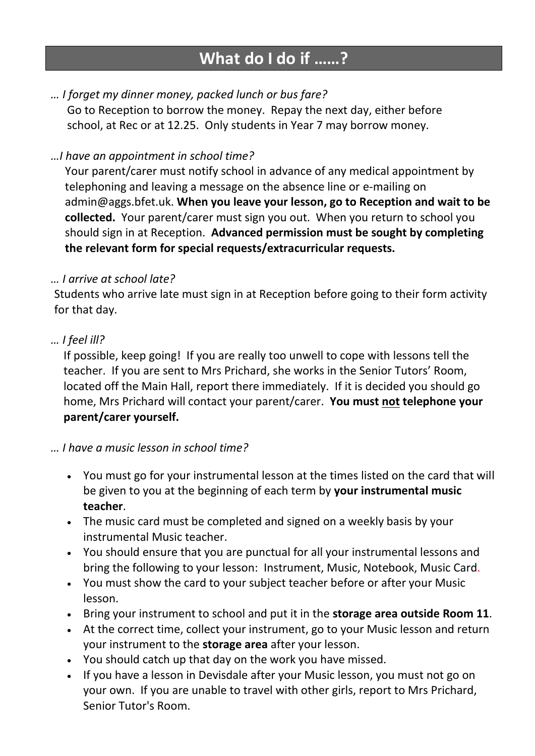# What do I do if ……?

*… I forget my dinner money, packed lunch or bus fare?*

Go to Reception to borrow the money. Repay the next day, either before school, at Rec or at 12.25. Only students in Year 7 may borrow money.

*…I have an appointment in school time?*

Your parent/carer must notify school in advance of any medical appointment by telephoning and leaving a message on the absence line or e-mailing on admin@aggs.bfet.uk. **When you leave your lesson, go to Reception and wait to be collected.** Your parent/carer must sign you out. When you return to school you should sign in at Reception. **Advanced permission must be sought by completing the relevant form for special requests/extracurricular requests.**

*… I arrive at school late?*

Students who arrive late must sign in at Reception before going to their form activity for that day.

*… I feel ill?*

If possible, keep going! If you are really too unwell to cope with lessons tell the teacher. If you are sent to Mrs Prichard, she works in the Senior Tutors' Room, located off the Main Hall, report there immediately. If it is decided you should go home, Mrs Prichard will contact your parent/carer. **You must <u>not</u> telephone your parent/carer yourself.**

*… I have a music lesson in school time?*

- You must go for your instrumental lesson at the times listed on the card that will be given to you at the beginning of each term by **your instrumental music teacher**.
- The music card must be completed and signed on a weekly basis by your instrumental Music teacher.
- You should ensure that you are punctual for all your instrumental lessons and bring the following to your lesson: Instrument, Music, Notebook, Music Card.
- You must show the card to your subject teacher before or after your Music lesson.
- Bring your instrument to school and put it in the **storage area outside Room 11**.
- At the correct time, collect your instrument, go to your Music lesson and return your instrument to the **storage area** after your lesson.
- You should catch up that day on the work you have missed.
- If you have a lesson in Devisdale after your Music lesson, you must not go on your own. If you are unable to travel with other girls, report to Mrs Prichard, Senior Tutor's Room.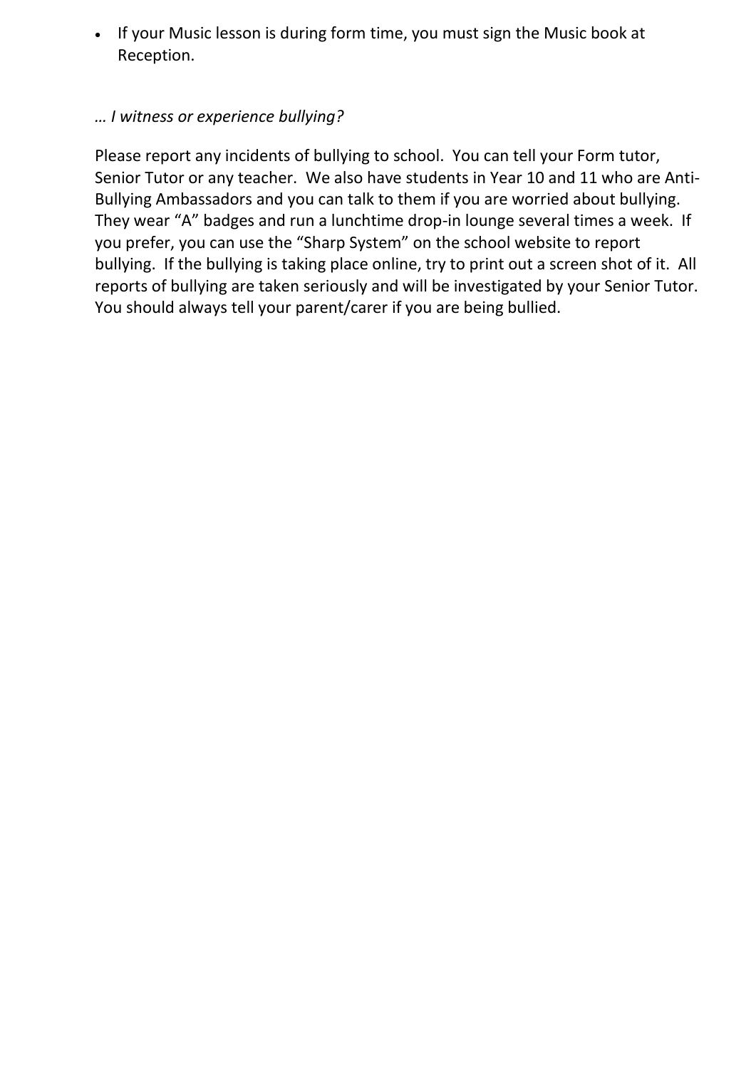- If your Music lesson is during form time, you must sign the Music book at Reception.

*… I witness or experience bullying?*

Please report any incidents of bullying to school. You can tell your Form tutor, Senior Tutor or any teacher. We also have students in Year 10 and 11 who are Anti-Bullying Ambassadors and you can talk to them if you are worried about bullying. They wear “A” badges and run a lunchtime drop-in lounge several times a week. If you prefer, you can use the “Sharp System” on the school website to report bullying. If the bullying is taking place online, try to print out a screen shot of it. All reports of bullying are taken seriously and will be investigated by your Senior Tutor. You should always tell your parent/carer if you are being bullied.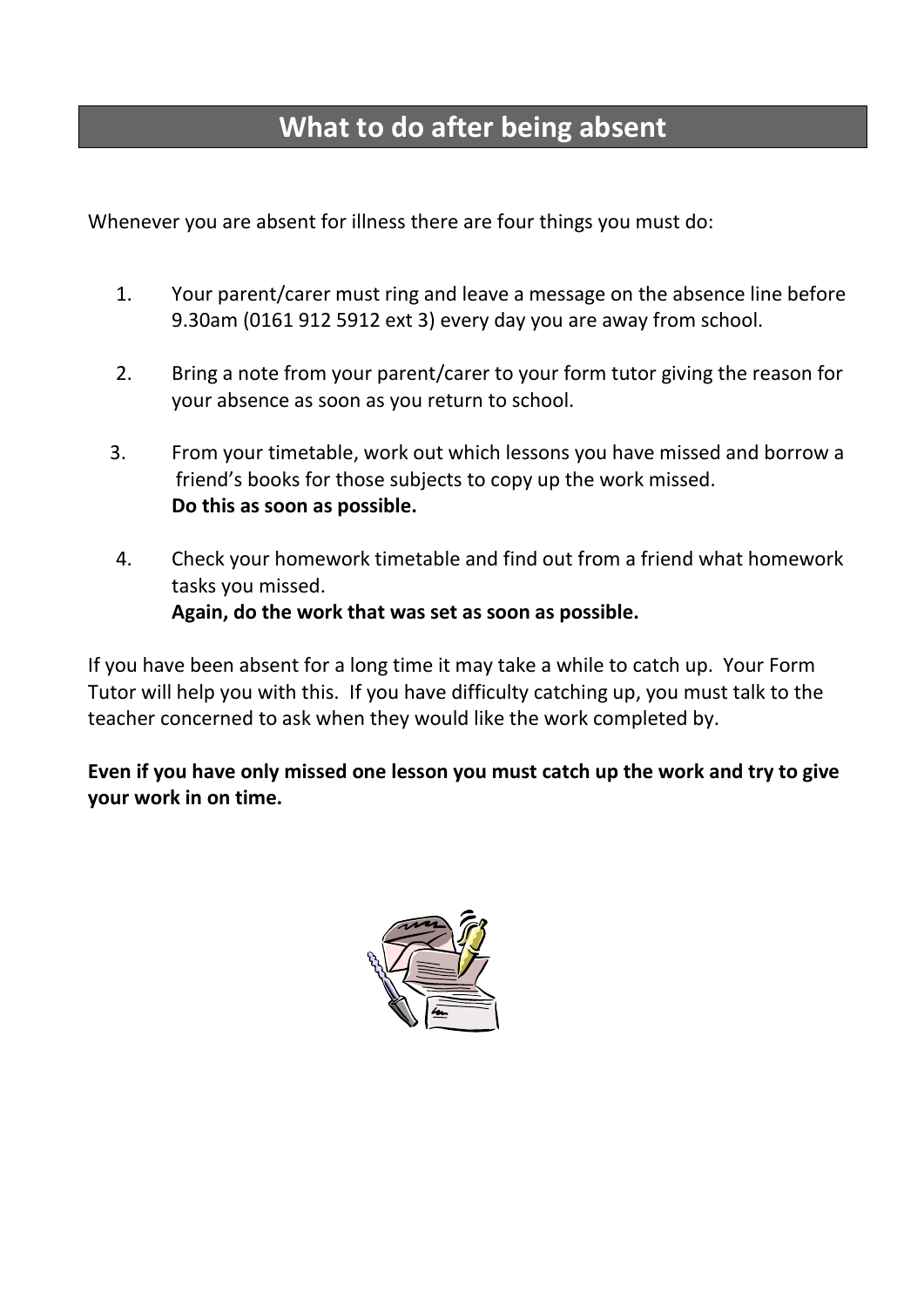# What to do after being absent

Whenever you are absent for illness there are four things you must do:

1. Your parent/carer must ring and leave a message on the absence line before 9.30am (0161 912 5912 ext 3) every day you are away from school.

2. Bring a note from your parent/carer to your form tutor giving the reason for your absence as soon as you return to school.

3. From your timetable, work out which lessons you have missed and borrow a friend's books for those subjects to copy up the work missed.
   **Do this as soon as possible.**

4. Check your homework timetable and find out from a friend what homework tasks you missed.
   **Again, do the work that was set as soon as possible.**

If you have been absent for a long time it may take a while to catch up. Your Form Tutor will help you with this. If you have difficulty catching up, you must talk to the teacher concerned to ask when they would like the work completed by.

**Even if you have only missed one lesson you must catch up the work and try to give your work in on time.**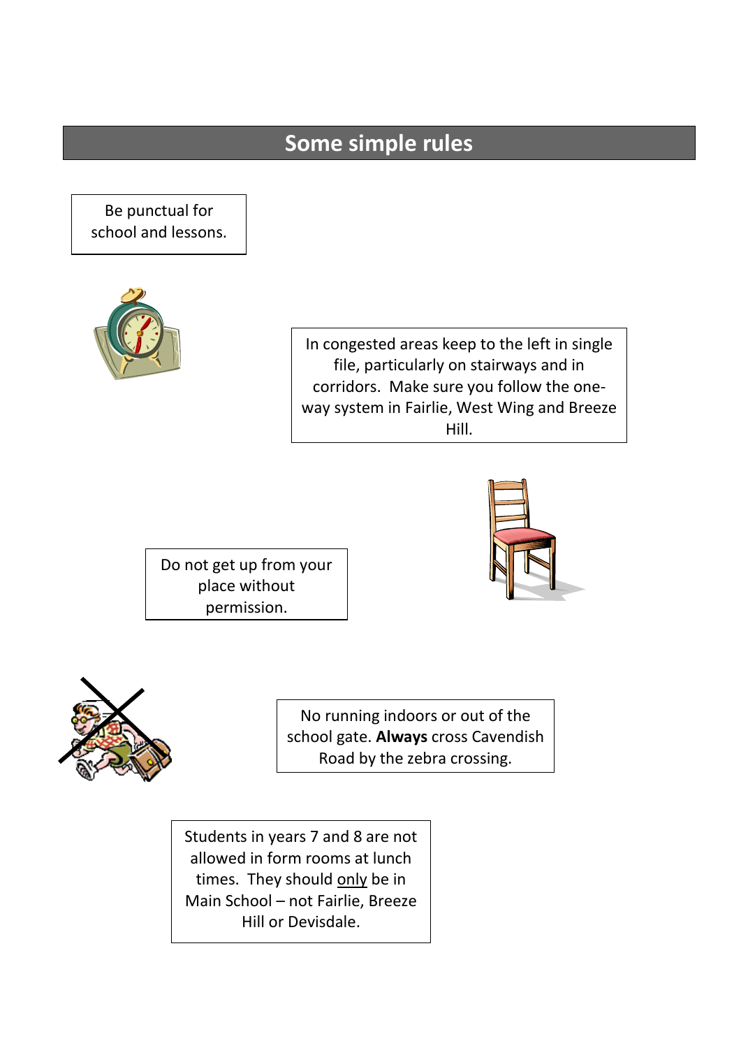# Some simple rules

Be punctual for school and lessons.

In congested areas keep to the left in single file, particularly on stairways and in corridors. Make sure you follow the one-way system in Fairlie, West Wing and Breeze Hill.

Do not get up from your place without permission.

No running indoors or out of the school gate. **Always** cross Cavendish Road by the zebra crossing.

Students in years 7 and 8 are not allowed in form rooms at lunch times. They should <u>only</u> be in Main School – not Fairlie, Breeze Hill or Devisdale.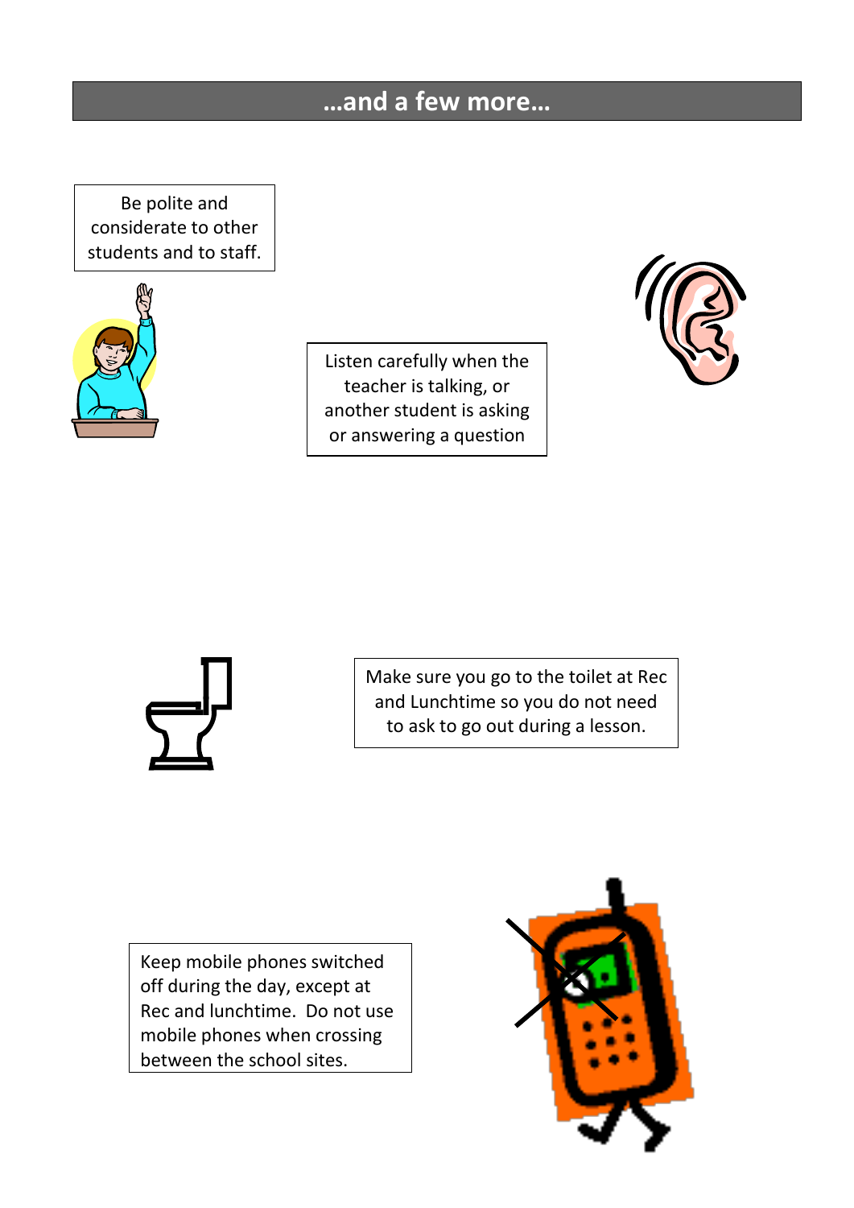## …and a few more…

Be polite and considerate to other students and to staff.

Listen carefully when the teacher is talking, or another student is asking or answering a question

Make sure you go to the toilet at Rec and Lunchtime so you do not need to ask to go out during a lesson.

Keep mobile phones switched off during the day, except at Rec and lunchtime. Do not use mobile phones when crossing between the school sites.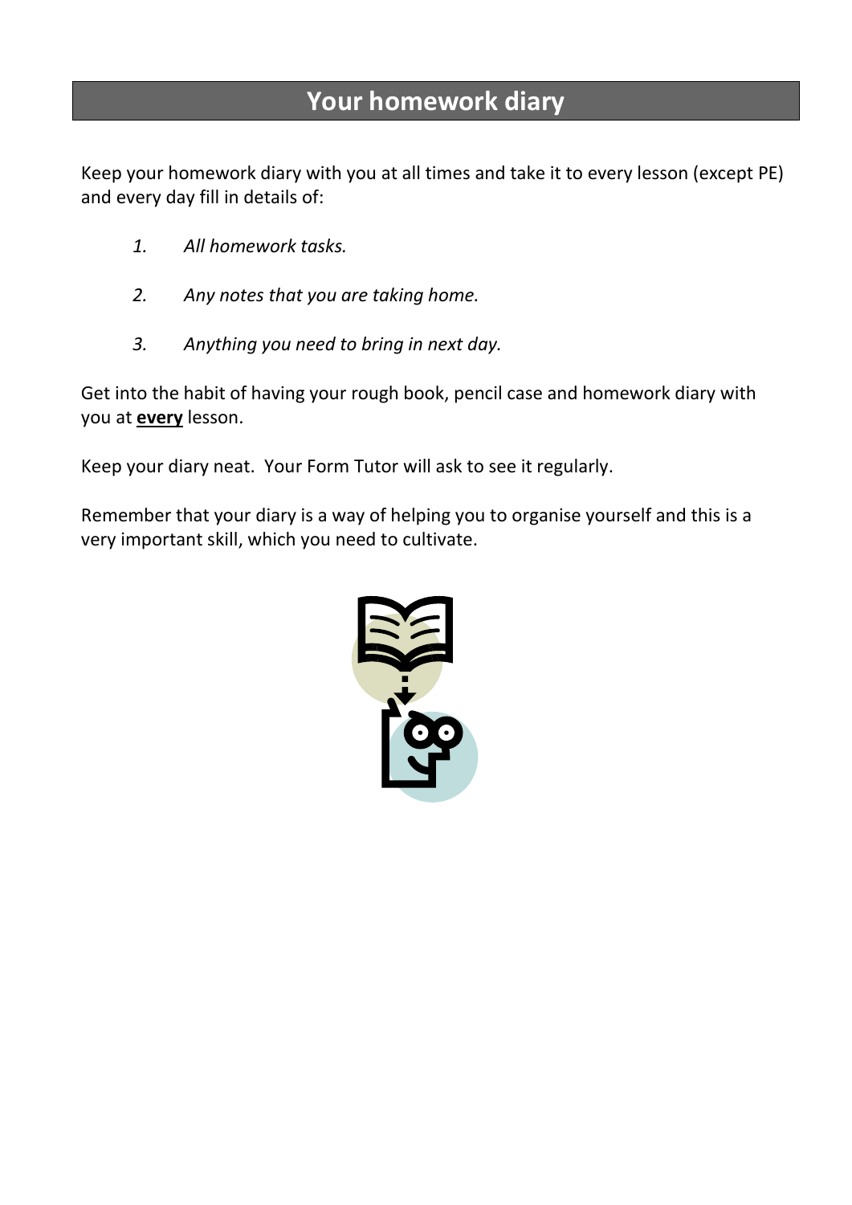# Your homework diary

Keep your homework diary with you at all times and take it to every lesson (except PE) and every day fill in details of:

1. *All homework tasks.*

2. *Any notes that you are taking home.*

3. *Anything you need to bring in next day.*

Get into the habit of having your rough book, pencil case and homework diary with you at **every** lesson.

Keep your diary neat. Your Form Tutor will ask to see it regularly.

Remember that your diary is a way of helping you to organise yourself and this is a very important skill, which you need to cultivate.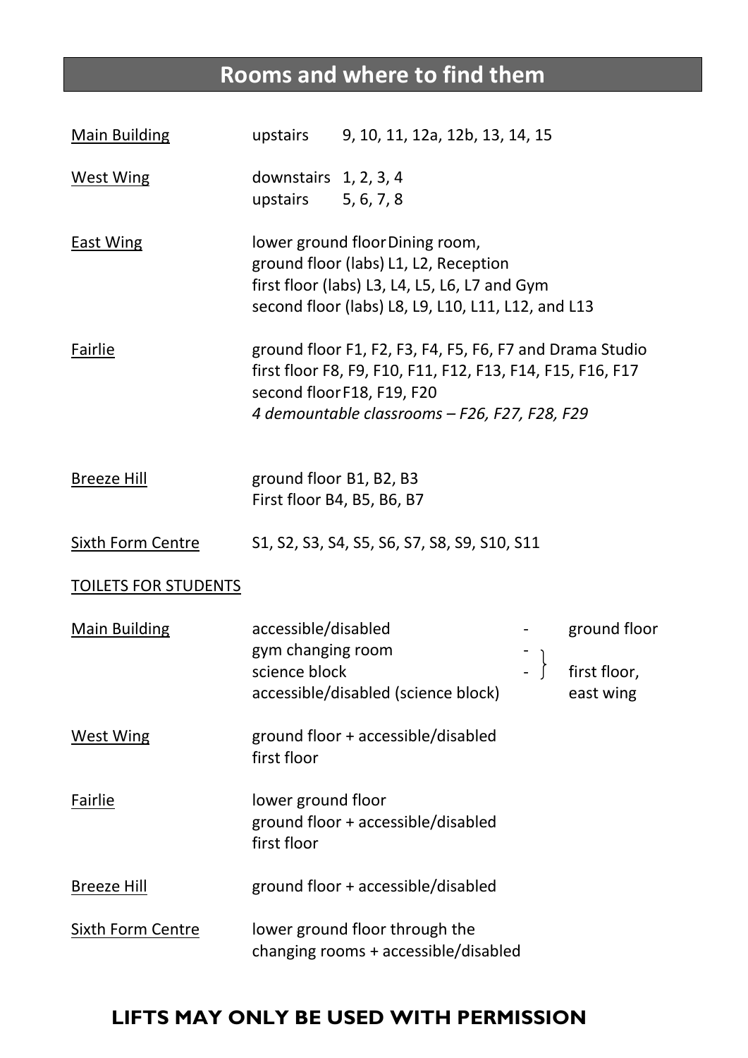# Rooms and where to find them

| | | |
|---|---|---|
| <u>Main Building</u> | upstairs | 9, 10, 11, 12a, 12b, 13, 14, 15 |
| <u>West Wing</u> | downstairs | 1, 2, 3, 4 |
| | upstairs | 5, 6, 7, 8 |

<u>East Wing</u>

lower ground floor Dining room,
ground floor (labs) L1, L2, Reception
first floor (labs) L3, L4, L5, L6, L7 and Gym
second floor (labs) L8, L9, L10, L11, L12, and L13

<u>Fairlie</u>

ground floor F1, F2, F3, F4, F5, F6, F7 and Drama Studio
first floor F8, F9, F10, F11, F12, F13, F14, F15, F16, F17
second floor F18, F19, F20
*4 demountable classrooms – F26, F27, F28, F29*

<u>Breeze Hill</u>

ground floor B1, B2, B3
First floor B4, B5, B6, B7

<u>Sixth Form Centre</u>

S1, S2, S3, S4, S5, S6, S7, S8, S9, S10, S11

<u>TOILETS FOR STUDENTS</u>

<u>Main Building</u>

| | |
|---|---|
| accessible/disabled | ground floor |
| gym changing room | first floor, east wing |
| science block | first floor, east wing |
| accessible/disabled (science block) | first floor, east wing |

<u>West Wing</u>

ground floor + accessible/disabled
first floor

<u>Fairlie</u>

lower ground floor
ground floor + accessible/disabled
first floor

<u>Breeze Hill</u>

ground floor + accessible/disabled

<u>Sixth Form Centre</u>

lower ground floor through the changing rooms + accessible/disabled

**LIFTS MAY ONLY BE USED WITH PERMISSION**